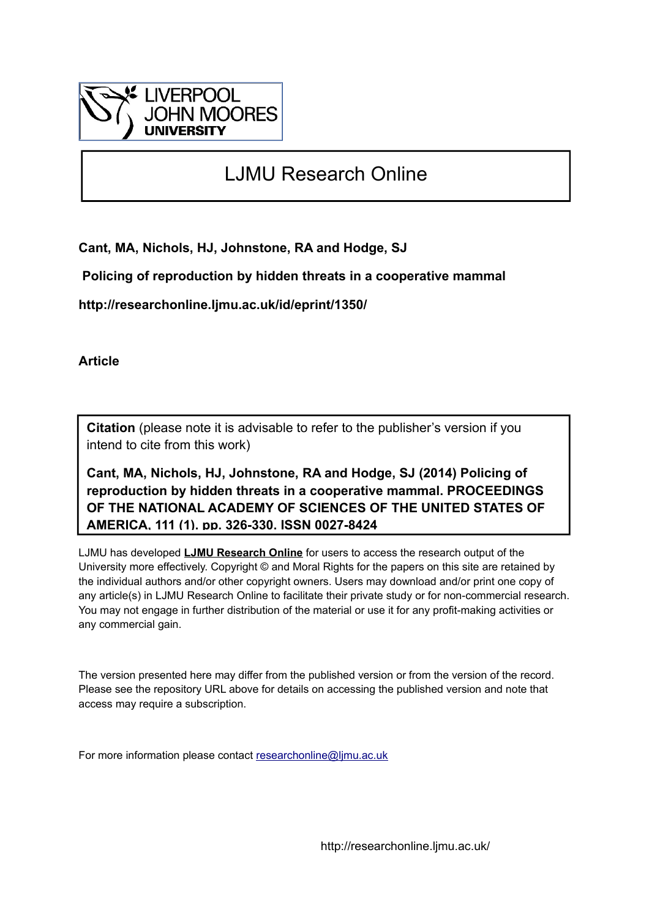LIVERPOOL JOHN MOORES UNIVERSITY

# LJMU Research Online

**Cant, MA, Nichols, HJ, Johnstone, RA and Hodge, SJ**

**Policing of reproduction by hidden threats in a cooperative mammal**

**http://researchonline.ljmu.ac.uk/id/eprint/1350/**

**Article**

**Citation** (please note it is advisable to refer to the publisher's version if you intend to cite from this work)

**Cant, MA, Nichols, HJ, Johnstone, RA and Hodge, SJ (2014) Policing of reproduction by hidden threats in a cooperative mammal. PROCEEDINGS OF THE NATIONAL ACADEMY OF SCIENCES OF THE UNITED STATES OF AMERICA, 111 (1). pp. 326-330. ISSN 0027-8424**

LJMU has developed **LJMU Research Online** for users to access the research output of the University more effectively. Copyright © and Moral Rights for the papers on this site are retained by the individual authors and/or other copyright owners. Users may download and/or print one copy of any article(s) in LJMU Research Online to facilitate their private study or for non-commercial research. You may not engage in further distribution of the material or use it for any profit-making activities or any commercial gain.

The version presented here may differ from the published version or from the version of the record. Please see the repository URL above for details on accessing the published version and note that access may require a subscription.

For more information please contact researchonline@ljmu.ac.uk

http://researchonline.ljmu.ac.uk/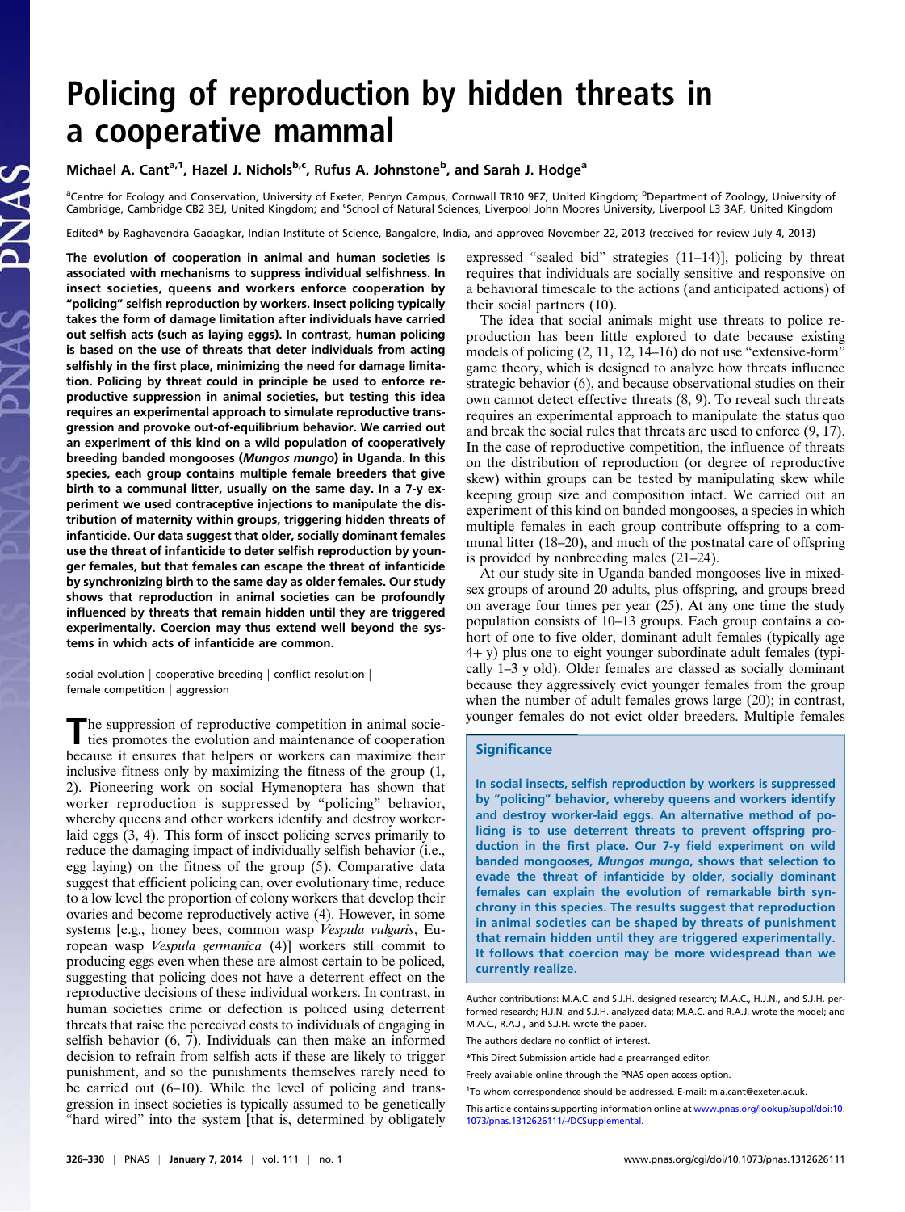# Policing of reproduction by hidden threats in a cooperative mammal

Michael A. Cant[a,1], Hazel J. Nichols[b,c], Rufus A. Johnstone[b], and Sarah J. Hodge[a]

[a]Centre for Ecology and Conservation, University of Exeter, Penryn Campus, Cornwall TR10 9EZ, United Kingdom; [b]Department of Zoology, University of Cambridge, Cambridge CB2 3EJ, United Kingdom; and [c]School of Natural Sciences, Liverpool John Moores University, Liverpool L3 3AF, United Kingdom

Edited* by Raghavendra Gadagkar, Indian Institute of Science, Bangalore, India, and approved November 22, 2013 (received for review July 4, 2013)

**The evolution of cooperation in animal and human societies is associated with mechanisms to suppress individual selfishness. In insect societies, queens and workers enforce cooperation by "policing" selfish reproduction by workers. Insect policing typically takes the form of damage limitation after individuals have carried out selfish acts (such as laying eggs). In contrast, human policing is based on the use of threats that deter individuals from acting selfishly in the first place, minimizing the need for damage limitation. Policing by threat could in principle be used to enforce reproductive suppression in animal societies, but testing this idea requires an experimental approach to simulate reproductive transgression and provoke out-of-equilibrium behavior. We carried out an experiment of this kind on a wild population of cooperatively breeding banded mongooses (*Mungos mungo*) in Uganda. In this species, each group contains multiple female breeders that give birth to a communal litter, usually on the same day. In a 7-y experiment we used contraceptive injections to manipulate the distribution of maternity within groups, triggering hidden threats of infanticide. Our data suggest that older, socially dominant females use the threat of infanticide to deter selfish reproduction by younger females, but that females can escape the threat of infanticide by synchronizing birth to the same day as older females. Our study shows that reproduction in animal societies can be profoundly influenced by threats that remain hidden until they are triggered experimentally. Coercion may thus extend well beyond the systems in which acts of infanticide are common.**

social evolution | cooperative breeding | conflict resolution | female competition | aggression

The suppression of reproductive competition in animal societies promotes the evolution and maintenance of cooperation because it ensures that helpers or workers can maximize their inclusive fitness by maximizing the fitness of the group (1, 2). Pioneering work on social Hymenoptera has shown that worker reproduction is suppressed by "policing" behavior, whereby queens and other workers identify and destroy worker-laid eggs (3, 4). This form of insect policing serves primarily to reduce the damaging impact of individually selfish behavior (i.e., egg laying) on the fitness of the group (5). Comparative data suggest that efficient policing can, over evolutionary time, reduce to a low level the proportion of colony workers that develop their ovaries and become reproductively active (4). However, in some systems [e.g., honey bees, common wasp *Vespula vulgaris*, European wasp *Vespula germanica* (4)] workers still commit to producing eggs even when these are almost certain to be policed, suggesting that policing does not have a deterrent effect on the reproductive decisions of these individual workers. In contrast, in human societies crime or defection is policed using deterrent threats that raise the perceived costs to individuals of engaging in selfish behavior (6, 7). Individuals can then make an informed decision to refrain from selfish acts if these are likely to trigger punishment, and so the punishments themselves rarely need to be carried out (6–10). While the level of policing and transgression in insect societies is typically assumed to be genetically "hard wired" into the system [that is, determined by obligately expressed "sealed bid" strategies (11–14)], policing by threat requires that individuals are socially sensitive and responsive on a behavioral timescale to the actions (and anticipated actions) of their social partners (10).

The idea that social animals might use threats to police reproduction has been little explored to date because existing models of policing (2, 11, 12, 14–16) do not use "extensive-form" game theory, which is designed to analyze how threats influence strategic behavior (6), and because observational studies on their own cannot detect effective threats (8, 9). To reveal such threats requires an experimental approach to manipulate the status quo and break the social rules that threats are used to enforce (9, 17). In the case of reproductive competition, the influence of threats on the distribution of reproduction (or degree of reproductive skew) within groups can be tested by manipulating skew while keeping group size and composition intact. We carried out an experiment of this kind on banded mongooses, a species in which multiple females in each group contribute offspring to a communal litter (18–20), and much of the postnatal care of offspring is provided by nonbreeding males (21–24).

At our study site in Uganda banded mongooses live in mixed-sex groups of around 20 adults, plus offspring, and groups breed on average four times per year (25). At any one time the study population consists of 10–13 groups. Each group contains a cohort of one to five older, dominant adult females (typically age 4+ y) plus one to eight younger subordinate adult females (typically 1–3 y old). Older females are classed as socially dominant because they aggressively evict younger females from the group when the number of adult females grows large (20); in contrast, younger females do not evict older breeders. Multiple females

## Significance

**In social insects, selfish reproduction by workers is suppressed by "policing" behavior, whereby queens and workers identify and destroy worker-laid eggs. An alternative method of policing is to use deterrent threats to prevent offspring production in the first place. Our 7-y field experiment on wild banded mongooses, *Mungos mungo*, shows that selection to evade the threat of infanticide by older, socially dominant females can explain the evolution of remarkable birth synchrony in this species. The results suggest that reproduction in animal societies can be shaped by threats of punishment that remain hidden until they are triggered experimentally. It follows that coercion may be more widespread than we currently realize.**

Author contributions: M.A.C. and S.J.H. designed research; M.A.C., H.J.N., and S.J.H. performed research; H.J.N. and S.J.H. analyzed data; M.A.C. and R.A.J. wrote the model; and M.A.C., R.A.J., and S.J.H. wrote the paper.

The authors declare no conflict of interest.

*This Direct Submission article had a prearranged editor.

Freely available online through the PNAS open access option.

[1]To whom correspondence should be addressed. E-mail: m.a.cant@exeter.ac.uk.

This article contains supporting information online at www.pnas.org/lookup/suppl/doi:10.1073/pnas.1312626111/-/DCSupplemental.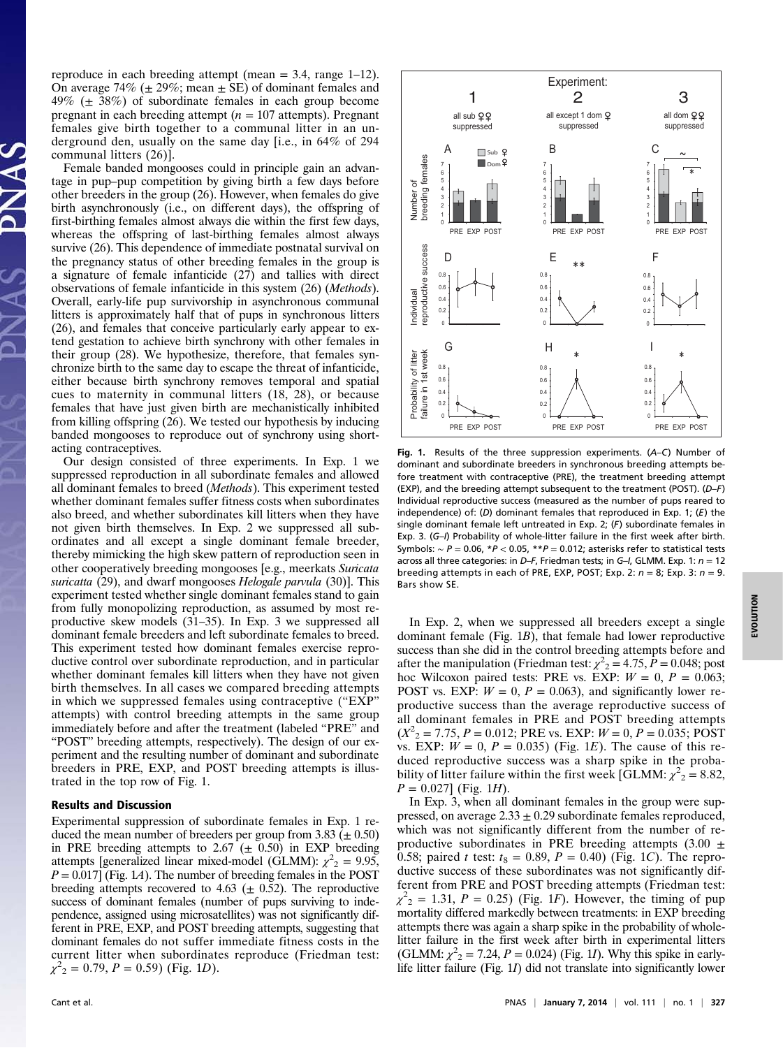reproduce in each breeding attempt (mean = 3.4, range 1–12). On average 74% (± 29%; mean ± SE) of dominant females and 49% (± 38%) of subordinate females in each group become pregnant in each breeding attempt ($n = 107$ attempts). Pregnant females give birth together to a communal litter in an underground den, usually on the same day [i.e., in 64% of 294 communal litters (26)].

Female banded mongooses could in principle gain an advantage in pup–pup competition by giving birth a few days before other breeders in the group (26). However, when females do give birth asynchronously (i.e., on different days), the offspring of first-birthing females almost always die within the first few days, whereas the offspring of last-birthing females almost always survive (26). This dependence of immediate postnatal survival on the pregnancy status of other breeding females in the group is a signature of female infanticide (27) and tallies with direct observations of female infanticide in this system (26) (*Methods*). Overall, early-life pup survivorship in asynchronous communal litters is approximately half that of pups in synchronous litters (26), and females that conceive particularly early appear to extend gestation to achieve birth synchrony with other females in their group (28). We hypothesize, therefore, that females synchronize birth to the same day to escape the threat of infanticide, either because birth synchrony removes temporal and spatial cues to maternity in communal litters (18, 28), or because females that have just given birth are mechanistically inhibited from killing offspring (26). We tested our hypothesis by inducing banded mongooses to reproduce out of synchrony using short-acting contraceptives.

Our design consisted of three experiments. In Exp. 1 we suppressed reproduction in all subordinate females and allowed all dominant females to breed (*Methods*). This experiment tested whether dominant females suffer fitness costs when subordinates also breed, and whether subordinates kill litters when they have not given birth themselves. In Exp. 2 we suppressed all subordinates and all except a single dominant female breeder, thereby mimicking the high skew pattern of reproduction seen in other cooperatively breeding mongooses [e.g., meerkats *Suricata suricatta* (29), and dwarf mongooses *Helogale parvula* (30)]. This experiment tested whether single dominant females stand to gain from fully monopolizing reproduction, as assumed by most reproductive skew models (31–35). In Exp. 3 we suppressed all dominant female breeders and left subordinate females to breed. This experiment tested how dominant females exercise reproductive control over subordinate reproduction, and in particular whether dominant females kill litters when they have not given birth themselves. In all cases we compared breeding attempts in which we suppressed females using contraceptive ("EXP" attempts) with control breeding attempts in the same group immediately before and after the treatment (labeled "PRE" and "POST" breeding attempts, respectively). The design of our experiment and the resulting number of dominant and subordinate breeders in PRE, EXP, and POST breeding attempts is illustrated in the top row of Fig. 1.

## Results and Discussion

Experimental suppression of subordinate females in Exp. 1 reduced the mean number of breeders per group from 3.83 (± 0.50) in PRE breeding attempts to 2.67 (± 0.50) in EXP breeding attempts [generalized linear mixed-model (GLMM): $\chi^2_2 = 9.95$, $P = 0.017$] (Fig. 1*A*). The number of breeding females in the POST breeding attempts recovered to 4.63 (± 0.52). The reproductive success of dominant females (number of pups surviving to independence, assigned using microsatellites) was not significantly different in PRE, EXP, and POST breeding attempts, suggesting that dominant females do not suffer immediate fitness costs in the current litter when subordinates reproduce (Friedman test: $\chi^2_2 = 0.79$, $P = 0.59$) (Fig. 1*D*).

**Fig. 1.** Results of the three suppression experiments. (*A–C*) Number of dominant and subordinate breeders in synchronous breeding attempts before treatment with contraceptive (PRE), the treatment breeding attempt (EXP), and the breeding attempt subsequent to the treatment (POST). (*D–F*) Individual reproductive success (measured as the number of pups reared to independence) of: (*D*) dominant females that reproduced in Exp. 1; (*E*) the single dominant female left untreated in Exp. 2; (*F*) subordinate females in Exp. 3. (*G–I*) Probability of whole-litter failure in the first week after birth. Symbols: ~ $P = 0.06$, * $P < 0.05$, ** $P = 0.012$; asterisks refer to statistical tests across all three categories: in *D–F*, Friedman tests; in *G–I*, GLMM. Exp. 1: $n = 12$ breeding attempts in each of PRE, EXP, POST; Exp. 2: $n = 8$; Exp. 3: $n = 9$. Bars show SE.

In Exp. 2, when we suppressed all breeders except a single dominant female (Fig. 1*B*), that female had lower reproductive success than she did in the control breeding attempts before and after the manipulation (Friedman test: $\chi^2_2 = 4.75$, $P = 0.048$; post hoc Wilcoxon paired tests: PRE vs. EXP: $W = 0$, $P = 0.063$; POST vs. EXP: $W = 0$, $P = 0.063$), and significantly lower reproductive success than the average reproductive success of all dominant females in PRE and POST breeding attempts ($X^2_2 = 7.75$, $P = 0.012$; PRE vs. EXP: $W = 0$, $P = 0.035$; POST vs. EXP: $W = 0$, $P = 0.035$) (Fig. 1*E*). The cause of this reduced reproductive success was a sharp spike in the probability of litter failure within the first week [GLMM: $\chi^2_2 = 8.82$, $P = 0.027$] (Fig. 1*H*).

In Exp. 3, when all dominant females in the group were suppressed, on average 2.33 ± 0.29 subordinate females reproduced, which was not significantly different from the number of reproductive subordinates in PRE breeding attempts (3.00 ± 0.58; paired *t* test: $t_8 = 0.89$, $P = 0.40$) (Fig. 1*C*). The reproductive success of these subordinates was not significantly different from PRE and POST breeding attempts (Friedman test: $\chi^2_2 = 1.31$, $P = 0.25$) (Fig. 1*F*). However, the timing of pup mortality differed markedly between treatments: in EXP breeding attempts there was again a sharp spike in the probability of whole-litter failure in the first week after birth in experimental litters (GLMM: $\chi^2_2 = 7.24$, $P = 0.024$) (Fig. 1*I*). Why this spike in early-life litter failure (Fig. 1*I*) did not translate into significantly lower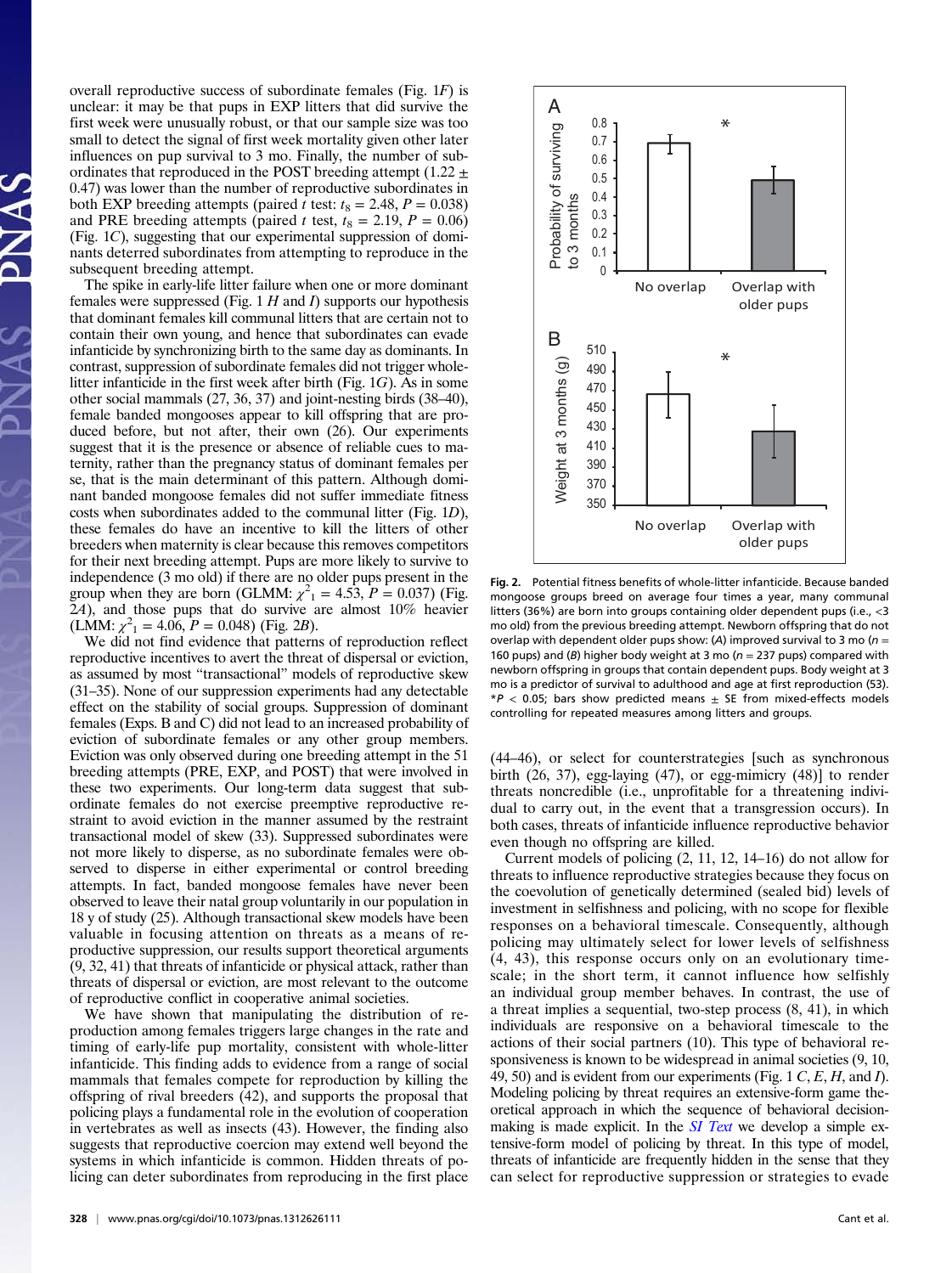overall reproductive success of subordinate females (Fig. 1*F*) is unclear: it may be that pups in EXP litters that did survive the first week were unusually robust, or that our sample size was too small to detect the signal of first week mortality given other later influences on pup survival to 3 mo. Finally, the number of subordinates that reproduced in the POST breeding attempt (1.22 ± 0.47) was lower than the number of reproductive subordinates in both EXP breeding attempts (paired *t* test: $t_8 = 2.48$, $P = 0.038$) and PRE breeding attempts (paired *t* test, $t_8 = 2.19$, $P = 0.06$) (Fig. 1*C*), suggesting that our experimental suppression of dominants deterred subordinates from attempting to reproduce in the subsequent breeding attempt.

The spike in early-life litter failure when one or more dominant females were suppressed (Fig. 1 *H* and *I*) supports our hypothesis that dominant females kill communal litters that are certain not to contain their own young, and hence that subordinates can evade infanticide by synchronizing birth to the same day as dominants. In contrast, suppression of subordinate females did not trigger whole-litter infanticide in the first week after birth (Fig. 1*G*). As in some other social mammals (27, 36, 37) and joint-nesting birds (38–40), female banded mongooses appear to kill offspring that are produced before, but not after, their own (26). Our experiments suggest that it is the presence or absence of reliable cues to maternity, rather than the pregnancy status of dominant females per se, that is the main determinant of this pattern. Although dominant banded mongoose females did not suffer immediate fitness costs when subordinates added to the communal litter (Fig. 1*D*), these females do have an incentive to kill the litters of other breeders when maternity is clear because this removes competitors for their next breeding attempt. Pups are more likely to survive to independence (3 mo old) if there are no older pups present in the group when they are born (GLMM: $\chi^2_1 = 4.53$, $P = 0.037$) (Fig. 2*A*), and those pups that do survive are almost 10% heavier (LMM: $\chi^2_1 = 4.06$, $P = 0.048$) (Fig. 2*B*).

We did not find evidence that patterns of reproduction reflect reproductive incentives to avert the threat of dispersal or eviction, as assumed by most "transactional" models of reproductive skew (31–35). None of our suppression experiments had any detectable effect on the stability of social groups. Suppression of dominant females (Exps. B and C) did not lead to an increased probability of eviction of subordinate females or any other group members. Eviction was only observed during one breeding attempt in the 51 breeding attempts (PRE, EXP, and POST) that were involved in these two experiments. Our long-term data suggest that subordinate females do not exercise preemptive reproductive restraint to avoid eviction in the manner assumed by the restraint transactional model of skew (33). Suppressed subordinates were not more likely to disperse, as no subordinate females were observed to disperse in either experimental or control breeding attempts. In fact, banded mongoose females have never been observed to leave their natal group voluntarily in our population in 18 y of study (25). Although transactional skew models have been valuable in focusing attention on threats as a means of reproductive suppression, our results support theoretical arguments (9, 32, 41) that threats of infanticide or physical attack, rather than threats of dispersal or eviction, are most relevant to the outcome of reproductive conflict in cooperative animal societies.

We have shown that manipulating the distribution of reproduction among females triggers large changes in the rate and timing of early-life pup mortality, consistent with whole-litter infanticide. This finding adds to evidence from a range of social mammals that females compete for reproduction by killing the offspring of rival breeders (42), and supports the proposal that policing plays a fundamental role in the evolution of cooperation in vertebrates as well as insects (43). However, the finding also suggests that reproductive coercion may extend well beyond the systems in which infanticide is common. Hidden threats of policing can deter subordinates from reproducing in the first place

**Fig. 2.** Potential fitness benefits of whole-litter infanticide. Because banded mongoose groups breed on average four times a year, many communal litters (36%) are born into groups containing older dependent pups (i.e., <3 mo old) from the previous breeding attempt. Newborn offspring that do not overlap with dependent older pups show: (*A*) improved survival to 3 mo ($n$ = 160 pups) and (*B*) higher body weight at 3 mo ($n$ = 237 pups) compared with newborn offspring in groups that contain dependent pups. Body weight at 3 mo is a predictor of survival to adulthood and age at first reproduction (53). \*$P$ < 0.05; bars show predicted means ± SE from mixed-effects models controlling for repeated measures among litters and groups.

(44–46), or select for counterstrategies [such as synchronous birth (26, 37), egg-laying (47), or egg-mimicry (48)] to render threats noncredible (i.e., unprofitable for a threatening individual to carry out, in the event that a transgression occurs). In both cases, threats of infanticide influence reproductive behavior even though no offspring are killed.

Current models of policing (2, 11, 12, 14–16) do not allow for threats to influence reproductive strategies because they focus on the coevolution of genetically determined (sealed bid) levels of investment in selfishness and policing, with no scope for flexible responses on a behavioral timescale. Consequently, although policing may ultimately select for lower levels of selfishness (4, 43), this response occurs only on an evolutionary timescale; in the short term, it cannot influence how selfishly an individual group member behaves. In contrast, the use of a threat implies a sequential, two-step process (8, 41), in which individuals are responsive on a behavioral timescale to the actions of their social partners (10). This type of behavioral responsiveness is known to be widespread in animal societies (9, 10, 49, 50) and is evident from our experiments (Fig. 1 *C*, *E*, *H*, and *I*). Modeling policing by threat requires an extensive-form game theoretical approach in which the sequence of behavioral decision-making is made explicit. In the *SI Text* we develop a simple extensive-form model of policing by threat. In this type of model, threats of infanticide are frequently hidden in the sense that they can select for reproductive suppression or strategies to evade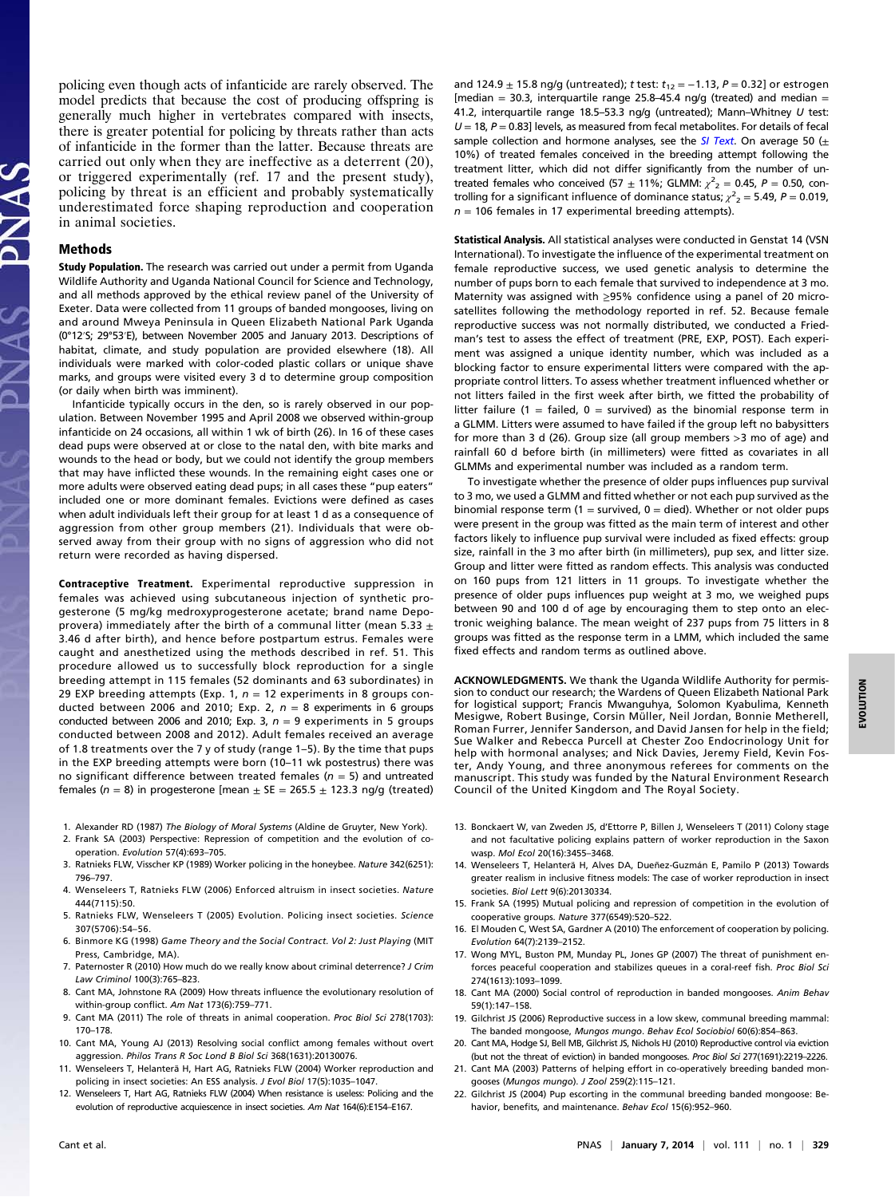policing even though acts of infanticide are rarely observed. The model predicts that because the cost of producing offspring is generally much higher in vertebrates compared with insects, there is greater potential for policing by threats rather than acts of infanticide in the former than the latter. Because threats are carried out only when they are ineffective as a deterrent (20), or triggered experimentally (ref. 17 and the present study), policing by threat is an efficient and probably systematically underestimated force shaping reproduction and cooperation in animal societies.

## Methods

**Study Population.** The research was carried out under a permit from Uganda Wildlife Authority and Uganda National Council for Science and Technology, and all methods approved by the ethical review panel of the University of Exeter. Data were collected from 11 groups of banded mongooses, living on and around Mweya Peninsula in Queen Elizabeth National Park Uganda (0°12′S; 29°53′E), between November 2005 and January 2013. Descriptions of habitat, climate, and study population are provided elsewhere (18). All individuals were marked with color-coded plastic collars or unique shave marks, and groups were visited every 3 d to determine group composition (or daily when birth was imminent).

Infanticide typically occurs in the den, so is rarely observed in our population. Between November 1995 and April 2008 we observed within-group infanticide on 24 occasions, all within 1 wk of birth (26). In 16 of these cases dead pups were observed at or close to the natal den, with bite marks and wounds to the head or body, but we could not identify the group members that may have inflicted these wounds. In the remaining eight cases one or more adults were observed eating dead pups; in all cases these "pup eaters" included one or more dominant females. Evictions were defined as cases when adult individuals left their group for at least 1 d as a consequence of aggression from other group members (21). Individuals that were observed away from their group with no signs of aggression who did not return were recorded as having dispersed.

**Contraceptive Treatment.** Experimental reproductive suppression in females was achieved using subcutaneous injection of synthetic progesterone (5 mg/kg medroxyprogesterone acetate; brand name Depo-provera) immediately after the birth of a communal litter (mean 5.33 ± 3.46 d after birth), and hence before postpartum estrus. Females were caught and anesthetized using the methods described in ref. 51. This procedure allowed us to successfully block reproduction for a single breeding attempt in 115 females (52 dominants and 63 subordinates) in 29 EXP breeding attempts (Exp. 1, $n = 12$ experiments in 8 groups conducted between 2006 and 2010; Exp. 2, $n = 8$ experiments in 6 groups conducted between 2006 and 2010; Exp. 3, $n = 9$ experiments in 5 groups conducted between 2008 and 2012). Adult females received an average of 1.8 treatments over the 7 y of study (range 1–5). By the time that pups in the EXP breeding attempts were born (10–11 wk postestrus) there was no significant difference between treated females ($n = 5$) and untreated females ($n = 8$) in progesterone [mean ± SE = 265.5 ± 123.3 ng/g (treated) and 124.9 ± 15.8 ng/g (untreated); *t* test: $t_{12} = -1.13$, $P = 0.32$] or estrogen [median = 30.3, interquartile range 25.8–45.4 ng/g (treated) and median = 41.2, interquartile range 18.5–53.3 ng/g (untreated); Mann–Whitney *U* test: $U = 18$, $P = 0.83$] levels, as measured from fecal metabolites. For details of fecal sample collection and hormone analyses, see the *SI Text*. On average 50 (± 10%) of treated females conceived in the breeding attempt following the treatment litter, which did not differ significantly from the number of untreated females who conceived (57 ± 11%; GLMM: $\chi^2_2 = 0.45$, $P = 0.50$, controlling for a significant influence of dominance status; $\chi^2_2 = 5.49$, $P = 0.019$, $n = 106$ females in 17 experimental breeding attempts).

**Statistical Analysis.** All statistical analyses were conducted in Genstat 14 (VSN International). To investigate the influence of the experimental treatment on female reproductive success, we used genetic analysis to determine the number of pups born to each female that survived to independence at 3 mo. Maternity was assigned with ≥95% confidence using a panel of 20 microsatellites following the methodology reported in ref. 52. Because female reproductive success was not normally distributed, we conducted a Friedman's test to assess the effect of treatment (PRE, EXP, POST). Each experiment was assigned a unique identity number, which was included as a blocking factor to ensure experimental litters were compared with the appropriate control litters. To assess whether treatment influenced whether or not litters failed in the first week after birth, we fitted the probability of litter failure (1 = failed, 0 = survived) as the binomial response term in a GLMM. Litters were assumed to have failed if the group left no babysitters for more than 3 d (26). Group size (all group members >3 mo of age) and rainfall 60 d before birth (in millimeters) were fitted as covariates in all GLMMs and experimental number was included as a random term.

To investigate whether the presence of older pups influences pup survival to 3 mo, we used a GLMM and fitted whether or not each pup survived as the binomial response term (1 = survived, 0 = died). Whether or not older pups were present in the group was fitted as the main term of interest and other factors likely to influence pup survival were included as fixed effects: group size, rainfall in the 3 mo after birth (in millimeters), pup sex, and litter size. Group and litter were fitted as random effects. This analysis was conducted on 160 pups from 121 litters in 11 groups. To investigate whether the presence of older pups influences pup weight at 3 mo, we weighed pups between 90 and 100 d of age by encouraging them to step onto an electronic weighing balance. The mean weight of 237 pups from 75 litters in 8 groups was fitted as the response term in a LMM, which included the same fixed effects and random terms as outlined above.

**ACKNOWLEDGMENTS.** We thank the Uganda Wildlife Authority for permission to conduct our research; the Wardens of Queen Elizabeth National Park for logistical support; Francis Mwanguhya, Solomon Kyabulima, Kenneth Mesigwe, Robert Businge, Corsin Müller, Neil Jordan, Bonnie Metherell, Roman Furrer, Jennifer Sanderson, and David Jansen for help in the field; Sue Walker and Rebecca Purcell at Chester Zoo Endocrinology Unit for help with hormonal analyses; and Nick Davies, Jeremy Field, Kevin Foster, Andy Young, and three anonymous referees for comments on the manuscript. This study was funded by the Natural Environment Research Council of the United Kingdom and The Royal Society.

1. Alexander RD (1987) *The Biology of Moral Systems* (Aldine de Gruyter, New York).
2. Frank SA (2003) Perspective: Repression of competition and the evolution of cooperation. *Evolution* 57(4):693–705.
3. Ratnieks FLW, Visscher KP (1989) Worker policing in the honeybee. *Nature* 342(6251):796–797.
4. Wenseleers T, Ratnieks FLW (2006) Enforced altruism in insect societies. *Nature* 444(7115):50.
5. Ratnieks FLW, Wenseleers T (2005) Evolution. Policing insect societies. *Science* 307(5706):54–56.
6. Binmore KG (1998) *Game Theory and the Social Contract. Vol 2: Just Playing* (MIT Press, Cambridge, MA).
7. Paternoster R (2010) How much do we really know about criminal deterrence? *J Crim Law Criminol* 100(3):765–823.
8. Cant MA, Johnstone RA (2009) How threats influence the evolutionary resolution of within-group conflict. *Am Nat* 173(6):759–771.
9. Cant MA (2011) The role of threats in animal cooperation. *Proc Biol Sci* 278(1703):170–178.
10. Cant MA, Young AJ (2013) Resolving social conflict among females without overt aggression. *Philos Trans R Soc Lond B Biol Sci* 368(1631):20130076.
11. Wenseleers T, Helanterä H, Hart AG, Ratnieks FLW (2004) Worker reproduction and policing in insect societies: An ESS analysis. *J Evol Biol* 17(5):1035–1047.
12. Wenseleers T, Hart AG, Ratnieks FLW (2004) When resistance is useless: Policing and the evolution of reproductive acquiescence in insect societies. *Am Nat* 164(6):E154–E167.
13. Bonckaert W, van Zweden JS, d'Ettorre P, Billen J, Wenseleers T (2011) Colony stage and not facultative policing explains pattern of worker reproduction in the Saxon wasp. *Mol Ecol* 20(16):3455–3468.
14. Wenseleers T, Helanterä H, Alves DA, Dueñez-Guzmán E, Pamilo P (2013) Towards greater realism in inclusive fitness models: The case of worker reproduction in insect societies. *Biol Lett* 9(6):20130334.
15. Frank SA (1995) Mutual policing and repression of competition in the evolution of cooperative groups. *Nature* 377(6549):520–522.
16. El Mouden C, West SA, Gardner A (2010) The enforcement of cooperation by policing. *Evolution* 64(7):2139–2152.
17. Wong MYL, Buston PM, Munday PL, Jones GP (2007) The threat of punishment enforces peaceful cooperation and stabilizes queues in a coral-reef fish. *Proc Biol Sci* 274(1613):1093–1099.
18. Cant MA (2000) Social control of reproduction in banded mongooses. *Anim Behav* 59(1):147–158.
19. Gilchrist JS (2006) Reproductive success in a low skew, communal breeding mammal: The banded mongoose, *Mungos mungo*. *Behav Ecol Sociobiol* 60(6):854–863.
20. Cant MA, Hodge SJ, Bell MB, Gilchrist JS, Nichols HJ (2010) Reproductive control via eviction (but not the threat of eviction) in banded mongooses. *Proc Biol Sci* 277(1691):2219–2226.
21. Cant MA (2003) Patterns of helping effort in co-operatively breeding banded mongooses (*Mungos mungo*). *J Zool* 259(2):115–121.
22. Gilchrist JS (2004) Pup escorting in the communal breeding banded mongoose: Behavior, benefits, and maintenance. *Behav Ecol* 15(6):952–960.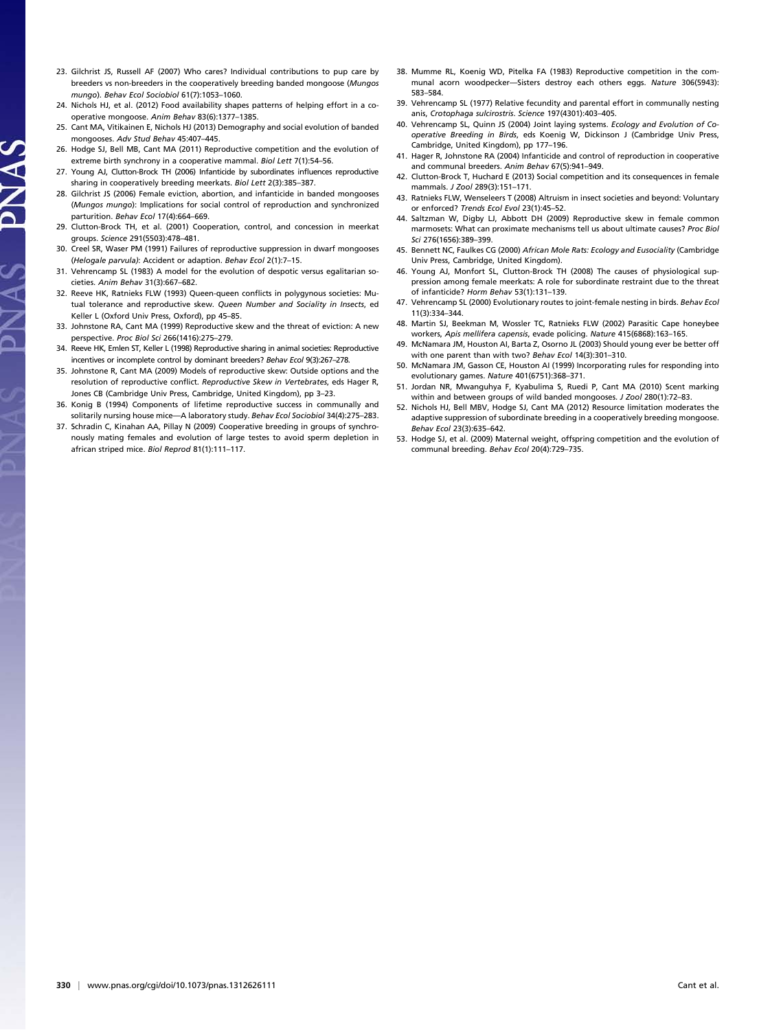23. Gilchrist JS, Russell AF (2007) Who cares? Individual contributions to pup care by breeders vs non-breeders in the cooperatively breeding banded mongoose (*Mungos mungo*). *Behav Ecol Sociobiol* 61(7):1053–1060.
24. Nichols HJ, et al. (2012) Food availability shapes patterns of helping effort in a cooperative mongoose. *Anim Behav* 83(6):1377–1385.
25. Cant MA, Vitikainen E, Nichols HJ (2013) Demography and social evolution of banded mongooses. *Adv Stud Behav* 45:407–445.
26. Hodge SJ, Bell MB, Cant MA (2011) Reproductive competition and the evolution of extreme birth synchrony in a cooperative mammal. *Biol Lett* 7(1):54–56.
27. Young AJ, Clutton-Brock TH (2006) Infanticide by subordinates influences reproductive sharing in cooperatively breeding meerkats. *Biol Lett* 2(3):385–387.
28. Gilchrist JS (2006) Female eviction, abortion, and infanticide in banded mongooses (*Mungos mungo*): Implications for social control of reproduction and synchronized parturition. *Behav Ecol* 17(4):664–669.
29. Clutton-Brock TH, et al. (2001) Cooperation, control, and concession in meerkat groups. *Science* 291(5503):478–481.
30. Creel SR, Waser PM (1991) Failures of reproductive suppression in dwarf mongooses (*Helogale parvula*): Accident or adaption. *Behav Ecol* 2(1):7–15.
31. Vehrencamp SL (1983) A model for the evolution of despotic versus egalitarian societies. *Anim Behav* 31(3):667–682.
32. Reeve HK, Ratnieks FLW (1993) Queen-queen conflicts in polygynous societies: Mutual tolerance and reproductive skew. *Queen Number and Sociality in Insects*, ed Keller L (Oxford Univ Press, Oxford), pp 45–85.
33. Johnstone RA, Cant MA (1999) Reproductive skew and the threat of eviction: A new perspective. *Proc Biol Sci* 266(1416):275–279.
34. Reeve HK, Emlen ST, Keller L (1998) Reproductive sharing in animal societies: Reproductive incentives or incomplete control by dominant breeders? *Behav Ecol* 9(3):267–278.
35. Johnstone R, Cant MA (2009) Models of reproductive skew: Outside options and the resolution of reproductive conflict. *Reproductive Skew in Vertebrates*, eds Hager R, Jones CB (Cambridge Univ Press, Cambridge, United Kingdom), pp 3–23.
36. Konig B (1994) Components of lifetime reproductive success in communally and solitarily nursing house mice—A laboratory study. *Behav Ecol Sociobiol* 34(4):275–283.
37. Schradin C, Kinahan AA, Pillay N (2009) Cooperative breeding in groups of synchronously mating females and evolution of large testes to avoid sperm depletion in african striped mice. *Biol Reprod* 81(1):111–117.
38. Mumme RL, Koenig WD, Pitelka FA (1983) Reproductive competition in the communal acorn woodpecker—Sisters destroy each others eggs. *Nature* 306(5943): 583–584.
39. Vehrencamp SL (1977) Relative fecundity and parental effort in communally nesting anis, *Crotophaga sulcirostris*. *Science* 197(4301):403–405.
40. Vehrencamp SL, Quinn JS (2004) Joint laying systems. *Ecology and Evolution of Cooperative Breeding in Birds*, eds Koenig W, Dickinson J (Cambridge Univ Press, Cambridge, United Kingdom), pp 177–196.
41. Hager R, Johnstone RA (2004) Infanticide and control of reproduction in cooperative and communal breeders. *Anim Behav* 67(5):941–949.
42. Clutton-Brock T, Huchard E (2013) Social competition and its consequences in female mammals. *J Zool* 289(3):151–171.
43. Ratnieks FLW, Wenseleers T (2008) Altruism in insect societies and beyond: Voluntary or enforced? *Trends Ecol Evol* 23(1):45–52.
44. Saltzman W, Digby LJ, Abbott DH (2009) Reproductive skew in female common marmosets: What can proximate mechanisms tell us about ultimate causes? *Proc Biol Sci* 276(1656):389–399.
45. Bennett NC, Faulkes CG (2000) *African Mole Rats: Ecology and Eusociality* (Cambridge Univ Press, Cambridge, United Kingdom).
46. Young AJ, Monfort SL, Clutton-Brock TH (2008) The causes of physiological suppression among female meerkats: A role for subordinate restraint due to the threat of infanticide? *Horm Behav* 53(1):131–139.
47. Vehrencamp SL (2000) Evolutionary routes to joint-female nesting in birds. *Behav Ecol* 11(3):334–344.
48. Martin SJ, Beekman M, Wossler TC, Ratnieks FLW (2002) Parasitic Cape honeybee workers, *Apis mellifera capensis*, evade policing. *Nature* 415(6868):163–165.
49. McNamara JM, Houston AI, Barta Z, Osorno JL (2003) Should young ever be better off with one parent than with two? *Behav Ecol* 14(3):301–310.
50. McNamara JM, Gasson CE, Houston AI (1999) Incorporating rules for responding into evolutionary games. *Nature* 401(6751):368–371.
51. Jordan NR, Mwanguhya F, Kyabulima S, Ruedi P, Cant MA (2010) Scent marking within and between groups of wild banded mongooses. *J Zool* 280(1):72–83.
52. Nichols HJ, Bell MBV, Hodge SJ, Cant MA (2012) Resource limitation moderates the adaptive suppression of subordinate breeding in a cooperatively breeding mongoose. *Behav Ecol* 23(3):635–642.
53. Hodge SJ, et al. (2009) Maternal weight, offspring competition and the evolution of communal breeding. *Behav Ecol* 20(4):729–735.